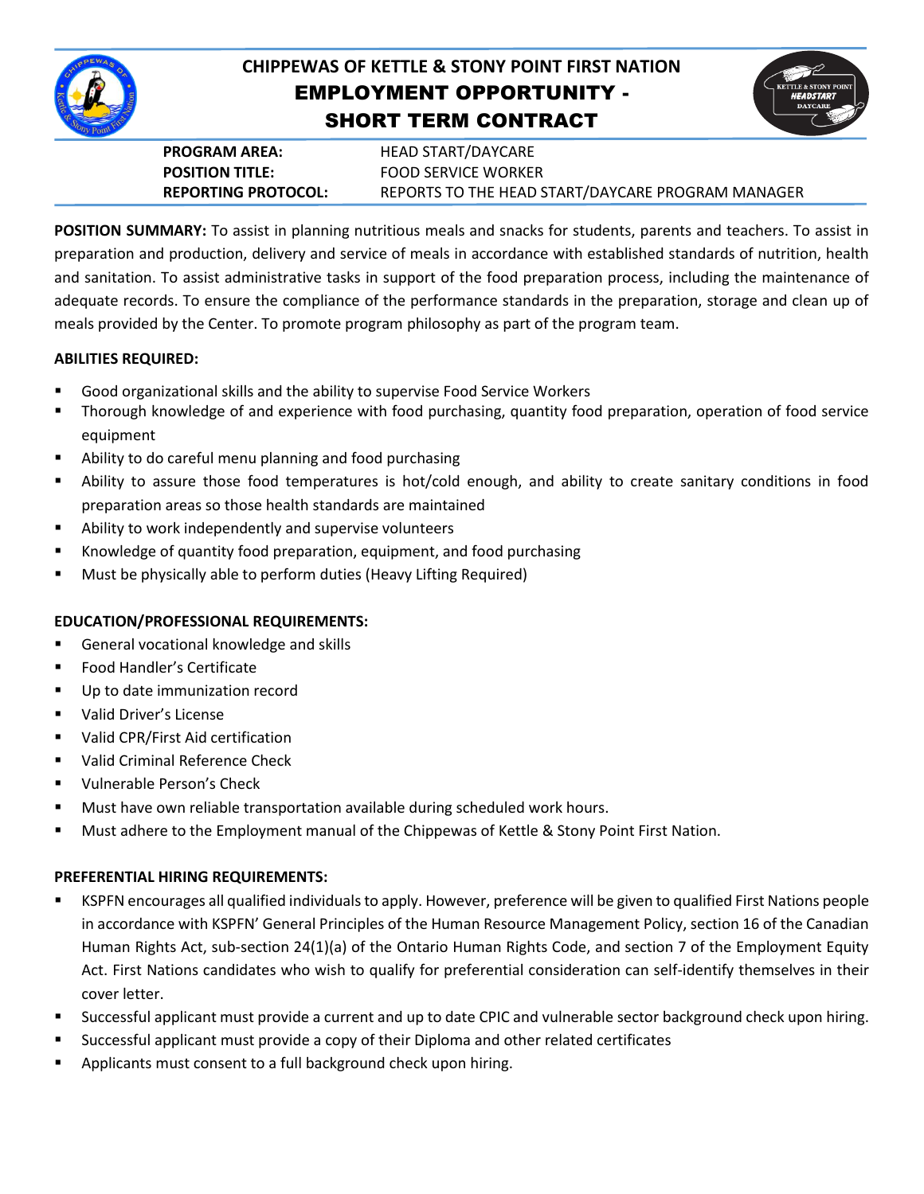# CHIPPEWAS OF KETTLE & STONY POINT FIRST NATION
## EMPLOYMENT OPPORTUNITY - SHORT TERM CONTRACT

| | |
|---|---|
| **PROGRAM AREA:** | HEAD START/DAYCARE |
| **POSITION TITLE:** | FOOD SERVICE WORKER |
| **REPORTING PROTOCOL:** | REPORTS TO THE HEAD START/DAYCARE PROGRAM MANAGER |

**POSITION SUMMARY:** To assist in planning nutritious meals and snacks for students, parents and teachers. To assist in preparation and production, delivery and service of meals in accordance with established standards of nutrition, health and sanitation. To assist administrative tasks in support of the food preparation process, including the maintenance of adequate records. To ensure the compliance of the performance standards in the preparation, storage and clean up of meals provided by the Center. To promote program philosophy as part of the program team.

**ABILITIES REQUIRED:**

- Good organizational skills and the ability to supervise Food Service Workers
- Thorough knowledge of and experience with food purchasing, quantity food preparation, operation of food service equipment
- Ability to do careful menu planning and food purchasing
- Ability to assure those food temperatures is hot/cold enough, and ability to create sanitary conditions in food preparation areas so those health standards are maintained
- Ability to work independently and supervise volunteers
- Knowledge of quantity food preparation, equipment, and food purchasing
- Must be physically able to perform duties (Heavy Lifting Required)

**EDUCATION/PROFESSIONAL REQUIREMENTS:**

- General vocational knowledge and skills
- Food Handler's Certificate
- Up to date immunization record
- Valid Driver's License
- Valid CPR/First Aid certification
- Valid Criminal Reference Check
- Vulnerable Person's Check
- Must have own reliable transportation available during scheduled work hours.
- Must adhere to the Employment manual of the Chippewas of Kettle & Stony Point First Nation.

**PREFERENTIAL HIRING REQUIREMENTS:**

- KSPFN encourages all qualified individuals to apply. However, preference will be given to qualified First Nations people in accordance with KSPFN' General Principles of the Human Resource Management Policy, section 16 of the Canadian Human Rights Act, sub-section 24(1)(a) of the Ontario Human Rights Code, and section 7 of the Employment Equity Act. First Nations candidates who wish to qualify for preferential consideration can self-identify themselves in their cover letter.
- Successful applicant must provide a current and up to date CPIC and vulnerable sector background check upon hiring.
- Successful applicant must provide a copy of their Diploma and other related certificates
- Applicants must consent to a full background check upon hiring.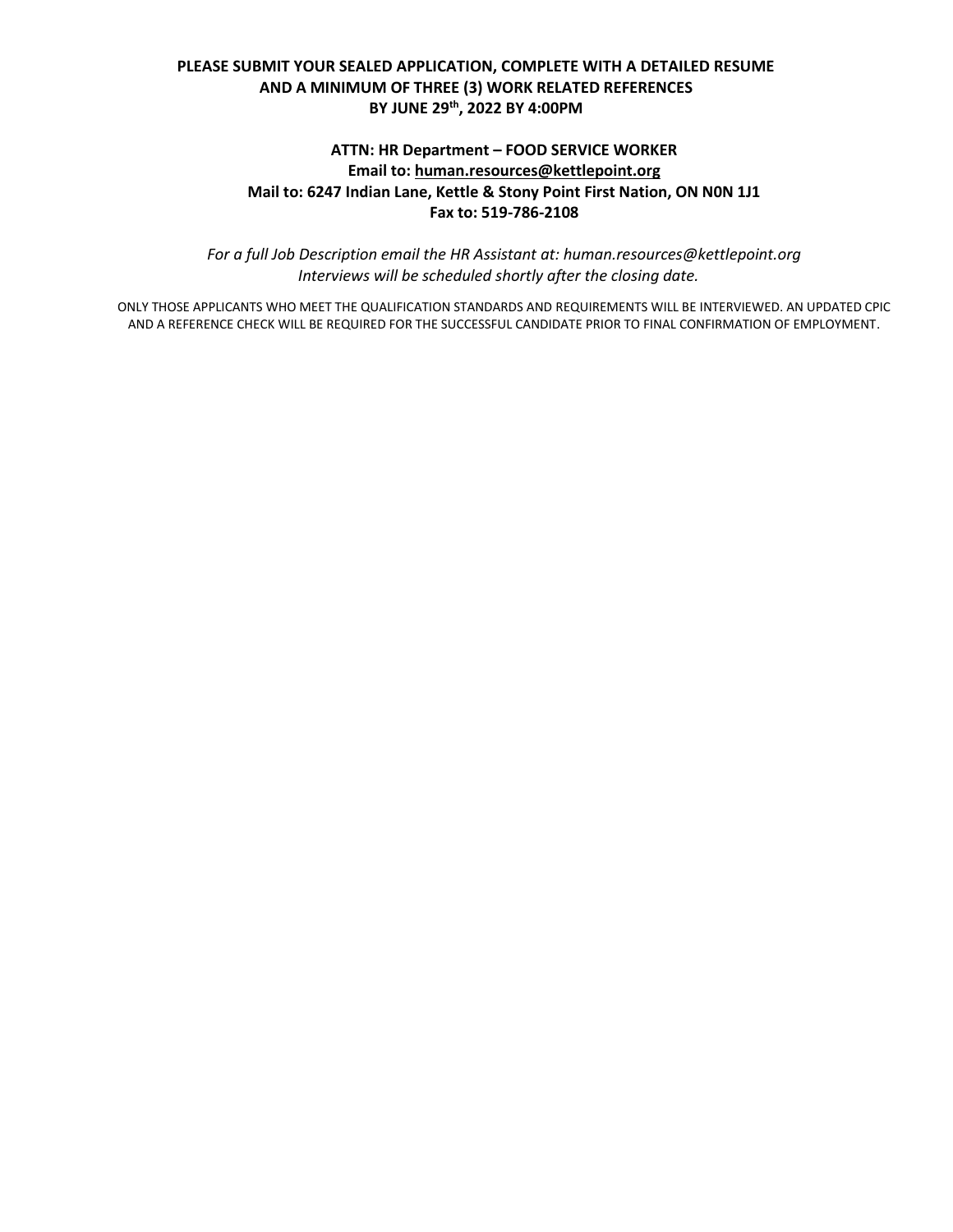**PLEASE SUBMIT YOUR SEALED APPLICATION, COMPLETE WITH A DETAILED RESUME AND A MINIMUM OF THREE (3) WORK RELATED REFERENCES BY JUNE 29th, 2022 BY 4:00PM**

**ATTN: HR Department – FOOD SERVICE WORKER**
**Email to: human.resources@kettlepoint.org**
**Mail to: 6247 Indian Lane, Kettle & Stony Point First Nation, ON N0N 1J1**
**Fax to: 519-786-2108**

*For a full Job Description email the HR Assistant at: human.resources@kettlepoint.org*
*Interviews will be scheduled shortly after the closing date.*

ONLY THOSE APPLICANTS WHO MEET THE QUALIFICATION STANDARDS AND REQUIREMENTS WILL BE INTERVIEWED. AN UPDATED CPIC AND A REFERENCE CHECK WILL BE REQUIRED FOR THE SUCCESSFUL CANDIDATE PRIOR TO FINAL CONFIRMATION OF EMPLOYMENT.